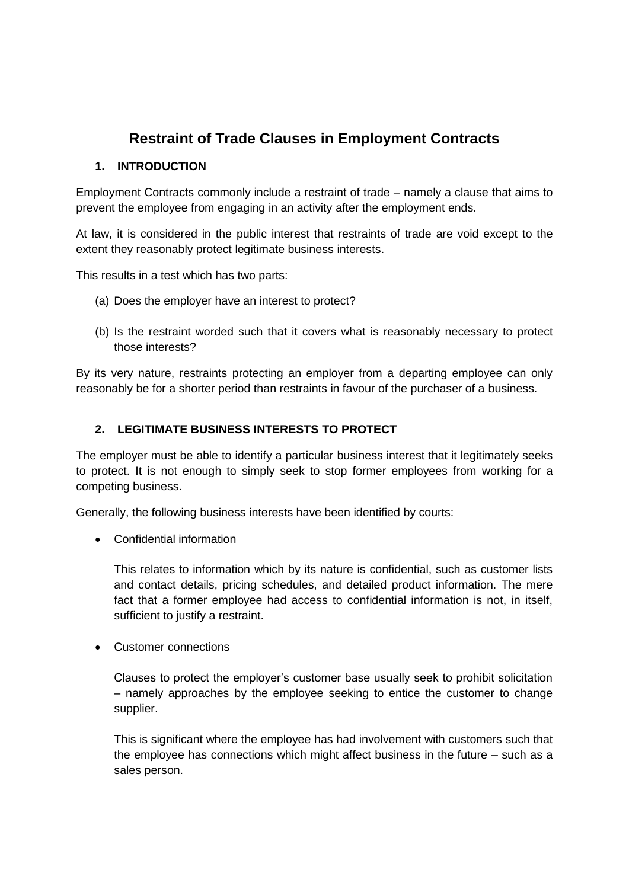# Restraint of Trade Clauses in Employment Contracts

## 1. INTRODUCTION

Employment Contracts commonly include a restraint of trade – namely a clause that aims to prevent the employee from engaging in an activity after the employment ends.

At law, it is considered in the public interest that restraints of trade are void except to the extent they reasonably protect legitimate business interests.

This results in a test which has two parts:

(a) Does the employer have an interest to protect?

(b) Is the restraint worded such that it covers what is reasonably necessary to protect those interests?

By its very nature, restraints protecting an employer from a departing employee can only reasonably be for a shorter period than restraints in favour of the purchaser of a business.

## 2. LEGITIMATE BUSINESS INTERESTS TO PROTECT

The employer must be able to identify a particular business interest that it legitimately seeks to protect. It is not enough to simply seek to stop former employees from working for a competing business.

Generally, the following business interests have been identified by courts:

- Confidential information

  This relates to information which by its nature is confidential, such as customer lists and contact details, pricing schedules, and detailed product information. The mere fact that a former employee had access to confidential information is not, in itself, sufficient to justify a restraint.

- Customer connections

  Clauses to protect the employer's customer base usually seek to prohibit solicitation – namely approaches by the employee seeking to entice the customer to change supplier.

  This is significant where the employee has had involvement with customers such that the employee has connections which might affect business in the future – such as a sales person.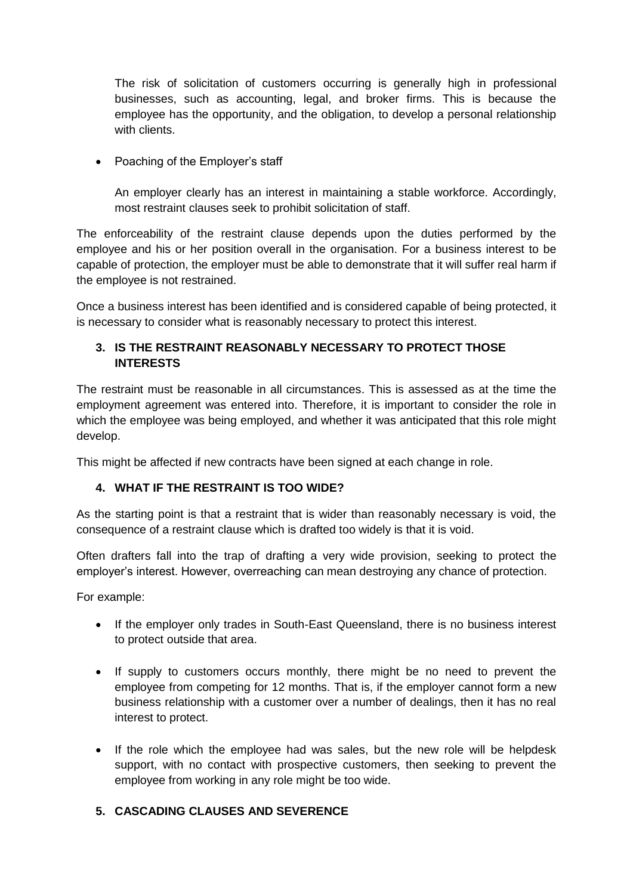The risk of solicitation of customers occurring is generally high in professional businesses, such as accounting, legal, and broker firms. This is because the employee has the opportunity, and the obligation, to develop a personal relationship with clients.

- Poaching of the Employer's staff

  An employer clearly has an interest in maintaining a stable workforce. Accordingly, most restraint clauses seek to prohibit solicitation of staff.

The enforceability of the restraint clause depends upon the duties performed by the employee and his or her position overall in the organisation. For a business interest to be capable of protection, the employer must be able to demonstrate that it will suffer real harm if the employee is not restrained.

Once a business interest has been identified and is considered capable of being protected, it is necessary to consider what is reasonably necessary to protect this interest.

## 3. IS THE RESTRAINT REASONABLY NECESSARY TO PROTECT THOSE INTERESTS

The restraint must be reasonable in all circumstances. This is assessed as at the time the employment agreement was entered into. Therefore, it is important to consider the role in which the employee was being employed, and whether it was anticipated that this role might develop.

This might be affected if new contracts have been signed at each change in role.

## 4. WHAT IF THE RESTRAINT IS TOO WIDE?

As the starting point is that a restraint that is wider than reasonably necessary is void, the consequence of a restraint clause which is drafted too widely is that it is void.

Often drafters fall into the trap of drafting a very wide provision, seeking to protect the employer's interest. However, overreaching can mean destroying any chance of protection.

For example:

- If the employer only trades in South-East Queensland, there is no business interest to protect outside that area.

- If supply to customers occurs monthly, there might be no need to prevent the employee from competing for 12 months. That is, if the employer cannot form a new business relationship with a customer over a number of dealings, then it has no real interest to protect.

- If the role which the employee had was sales, but the new role will be helpdesk support, with no contact with prospective customers, then seeking to prevent the employee from working in any role might be too wide.

## 5. CASCADING CLAUSES AND SEVERENCE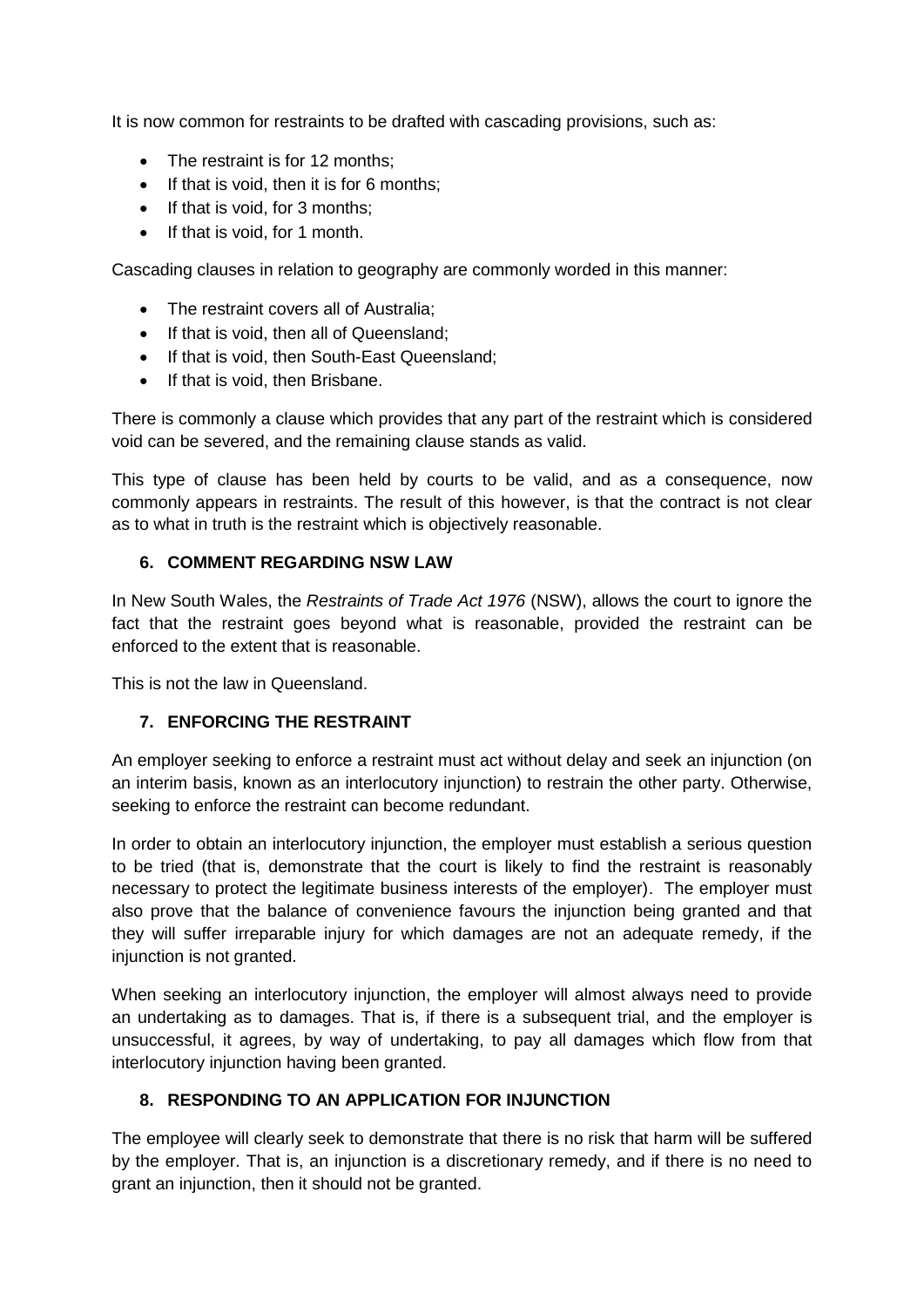It is now common for restraints to be drafted with cascading provisions, such as:

- The restraint is for 12 months;
- If that is void, then it is for 6 months;
- If that is void, for 3 months;
- If that is void, for 1 month.

Cascading clauses in relation to geography are commonly worded in this manner:

- The restraint covers all of Australia;
- If that is void, then all of Queensland;
- If that is void, then South-East Queensland;
- If that is void, then Brisbane.

There is commonly a clause which provides that any part of the restraint which is considered void can be severed, and the remaining clause stands as valid.

This type of clause has been held by courts to be valid, and as a consequence, now commonly appears in restraints. The result of this however, is that the contract is not clear as to what in truth is the restraint which is objectively reasonable.

## 6. COMMENT REGARDING NSW LAW

In New South Wales, the *Restraints of Trade Act 1976* (NSW), allows the court to ignore the fact that the restraint goes beyond what is reasonable, provided the restraint can be enforced to the extent that is reasonable.

This is not the law in Queensland.

## 7. ENFORCING THE RESTRAINT

An employer seeking to enforce a restraint must act without delay and seek an injunction (on an interim basis, known as an interlocutory injunction) to restrain the other party. Otherwise, seeking to enforce the restraint can become redundant.

In order to obtain an interlocutory injunction, the employer must establish a serious question to be tried (that is, demonstrate that the court is likely to find the restraint is reasonably necessary to protect the legitimate business interests of the employer). The employer must also prove that the balance of convenience favours the injunction being granted and that they will suffer irreparable injury for which damages are not an adequate remedy, if the injunction is not granted.

When seeking an interlocutory injunction, the employer will almost always need to provide an undertaking as to damages. That is, if there is a subsequent trial, and the employer is unsuccessful, it agrees, by way of undertaking, to pay all damages which flow from that interlocutory injunction having been granted.

## 8. RESPONDING TO AN APPLICATION FOR INJUNCTION

The employee will clearly seek to demonstrate that there is no risk that harm will be suffered by the employer. That is, an injunction is a discretionary remedy, and if there is no need to grant an injunction, then it should not be granted.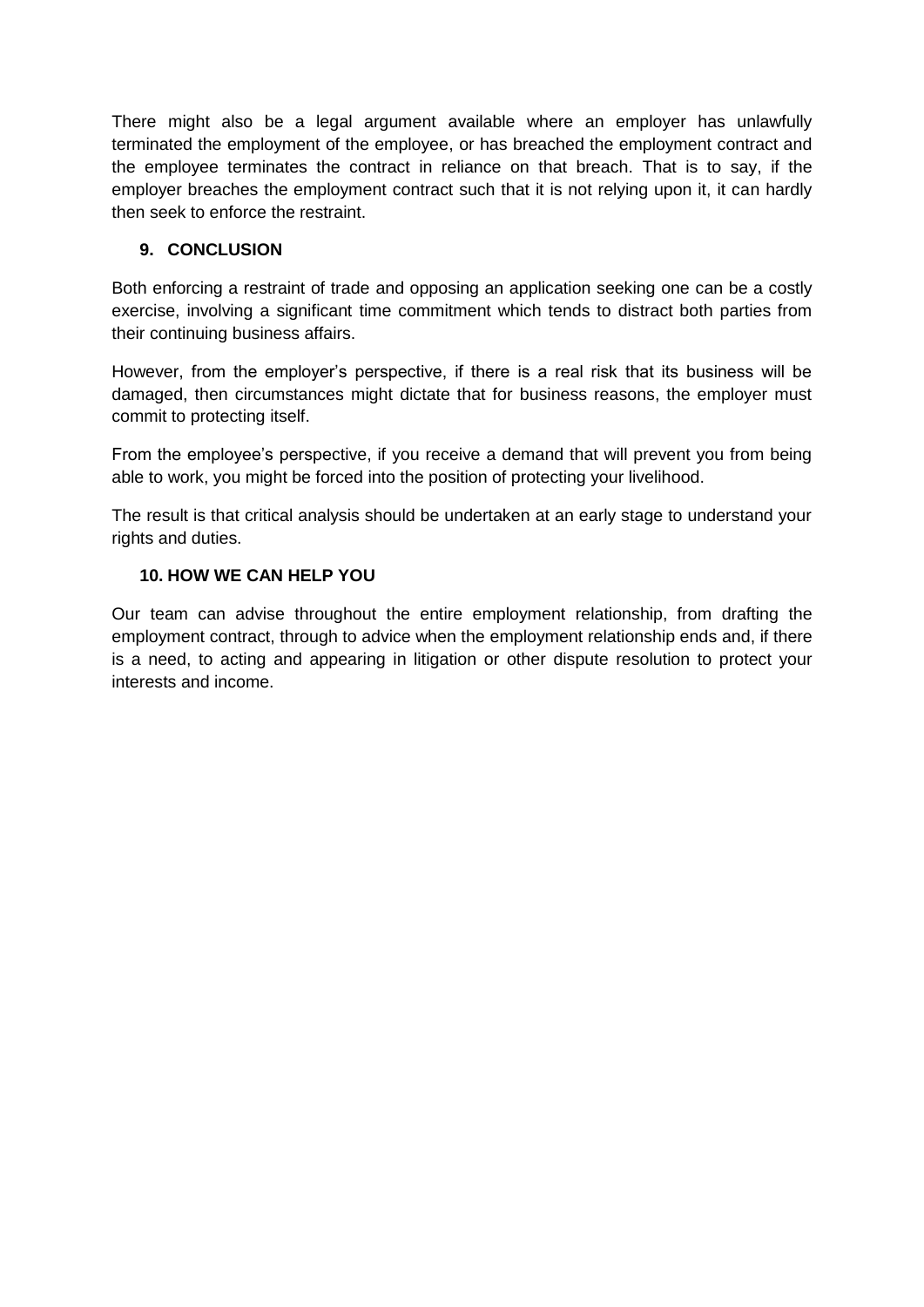There might also be a legal argument available where an employer has unlawfully terminated the employment of the employee, or has breached the employment contract and the employee terminates the contract in reliance on that breach. That is to say, if the employer breaches the employment contract such that it is not relying upon it, it can hardly then seek to enforce the restraint.

## 9. CONCLUSION

Both enforcing a restraint of trade and opposing an application seeking one can be a costly exercise, involving a significant time commitment which tends to distract both parties from their continuing business affairs.

However, from the employer's perspective, if there is a real risk that its business will be damaged, then circumstances might dictate that for business reasons, the employer must commit to protecting itself.

From the employee's perspective, if you receive a demand that will prevent you from being able to work, you might be forced into the position of protecting your livelihood.

The result is that critical analysis should be undertaken at an early stage to understand your rights and duties.

## 10. HOW WE CAN HELP YOU

Our team can advise throughout the entire employment relationship, from drafting the employment contract, through to advice when the employment relationship ends and, if there is a need, to acting and appearing in litigation or other dispute resolution to protect your interests and income.